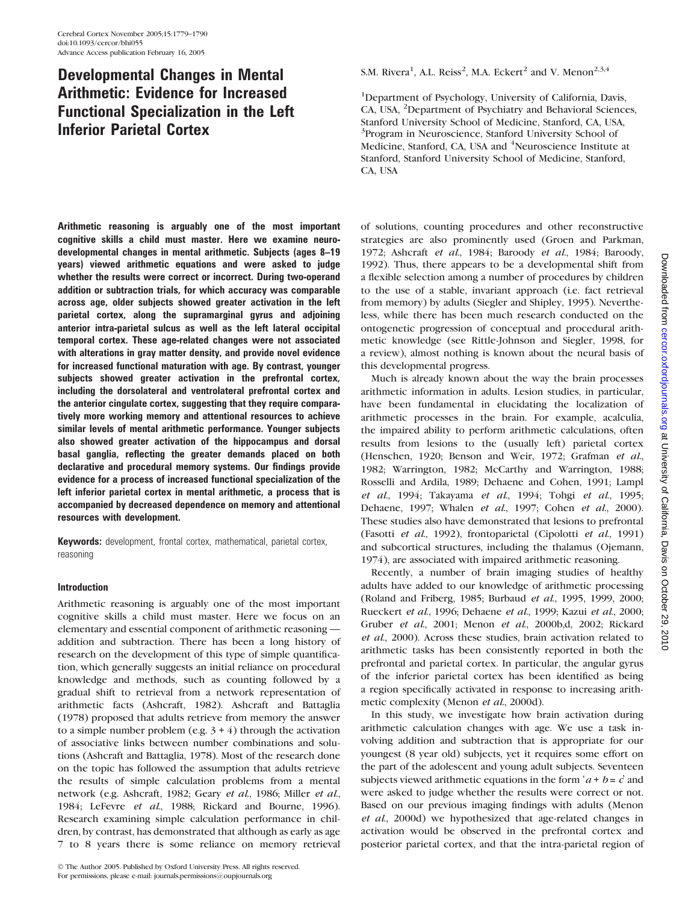# Developmental Changes in Mental Arithmetic: Evidence for Increased Functional Specialization in the Left Inferior Parietal Cortex

S.M. Rivera[1], A.L. Reiss[2], M.A. Eckert[2] and V. Menon[2,3,4]

[1]Department of Psychology, University of California, Davis, CA, USA, [2]Department of Psychiatry and Behavioral Sciences, Stanford University School of Medicine, Stanford, CA, USA, [3]Program in Neuroscience, Stanford University School of Medicine, Stanford, CA, USA and [4]Neuroscience Institute at Stanford, Stanford University School of Medicine, Stanford, CA, USA

**Arithmetic reasoning is arguably one of the most important cognitive skills a child must master. Here we examine neurodevelopmental changes in mental arithmetic. Subjects (ages 8–19 years) viewed arithmetic equations and were asked to judge whether the results were correct or incorrect. During two-operand addition or subtraction trials, for which accuracy was comparable across age, older subjects showed greater activation in the left parietal cortex, along the supramarginal gyrus and adjoining anterior intra-parietal sulcus as well as the left lateral occipital temporal cortex. These age-related changes were not associated with alterations in gray matter density, and provide novel evidence for increased functional maturation with age. By contrast, younger subjects showed greater activation in the prefrontal cortex, including the dorsolateral and ventrolateral prefrontal cortex and the anterior cingulate cortex, suggesting that they require comparatively more working memory and attentional resources to achieve similar levels of mental arithmetic performance. Younger subjects also showed greater activation of the hippocampus and dorsal basal ganglia, reflecting the greater demands placed on both declarative and procedural memory systems. Our findings provide evidence for a process of increased functional specialization of the left inferior parietal cortex in mental arithmetic, a process that is accompanied by decreased dependence on memory and attentional resources with development.**

**Keywords:** development, frontal cortex, mathematical, parietal cortex, reasoning

## Introduction

Arithmetic reasoning is arguably one of the most important cognitive skills a child must master. Here we focus on an elementary and essential component of arithmetic reasoning — addition and subtraction. There has been a long history of research on the development of this type of simple quantification, which generally suggests an initial reliance on procedural knowledge and methods, such as counting followed by a gradual shift to retrieval from a network representation of arithmetic facts (Ashcraft, 1982). Ashcraft and Battaglia (1978) proposed that adults retrieve from memory the answer to a simple number problem (e.g. 3 + 4) through the activation of associative links between number combinations and solutions (Ashcraft and Battaglia, 1978). Most of the research done on the topic has followed the assumption that adults retrieve the results of simple calculation problems from a mental network (e.g. Ashcraft, 1982; Geary *et al.*, 1986; Miller *et al.*, 1984; LeFevre *et al.*, 1988; Rickard and Bourne, 1996). Research examining simple calculation performance in children, by contrast, has demonstrated that although as early as age 7 to 8 years there is some reliance on memory retrieval of solutions, counting procedures and other reconstructive strategies are also prominently used (Groen and Parkman, 1972; Ashcraft *et al.*, 1984; Baroody *et al.*, 1984; Baroody, 1992). Thus, there appears to be a developmental shift from a flexible selection among a number of procedures by children to the use of a stable, invariant approach (i.e. fact retrieval from memory) by adults (Siegler and Shipley, 1995). Nevertheless, while there has been much research conducted on the ontogenetic progression of conceptual and procedural arithmetic knowledge (see Rittle-Johnson and Siegler, 1998, for a review), almost nothing is known about the neural basis of this developmental progress.

Much is already known about the way the brain processes arithmetic information in adults. Lesion studies, in particular, have been fundamental in elucidating the localization of arithmetic processes in the brain. For example, acalculia, the impaired ability to perform arithmetic calculations, often results from lesions to the (usually left) parietal cortex (Henschen, 1920; Benson and Weir, 1972; Grafman *et al.*, 1982; Warrington, 1982; McCarthy and Warrington, 1988; Rosselli and Ardila, 1989; Dehaene and Cohen, 1991; Lampl *et al.*, 1994; Takayama *et al.*, 1994; Tohgi *et al.*, 1995; Dehaene, 1997; Whalen *et al.*, 1997; Cohen *et al.*, 2000). These studies also have demonstrated that lesions to prefrontal (Fasotti *et al.*, 1992), frontoparietal (Cipolotti *et al.*, 1991) and subcortical structures, including the thalamus (Ojemann, 1974), are associated with impaired arithmetic reasoning.

Recently, a number of brain imaging studies of healthy adults have added to our knowledge of arithmetic processing (Roland and Friberg, 1985; Burbaud *et al.*, 1995, 1999, 2000; Rueckert *et al.*, 1996; Dehaene *et al.*, 1999; Kazui *et al.*, 2000; Gruber *et al.*, 2001; Menon *et al.*, 2000b,d, 2002; Rickard *et al.*, 2000). Across these studies, brain activation related to arithmetic tasks has been consistently reported in both the prefrontal and parietal cortex. In particular, the angular gyrus of the inferior parietal cortex has been identified as being a region specifically activated in response to increasing arithmetic complexity (Menon *et al.*, 2000d).

In this study, we investigate how brain activation during arithmetic calculation changes with age. We use a task involving addition and subtraction that is appropriate for our youngest (8 year old) subjects, yet it requires some effort on the part of the adolescent and young adult subjects. Seventeen subjects viewed arithmetic equations in the form '$a + b = c$' and were asked to judge whether the results were correct or not. Based on our previous imaging findings with adults (Menon *et al.*, 2000d) we hypothesized that age-related changes in activation would be observed in the prefrontal cortex and posterior parietal cortex, and that the intra-parietal region of

© The Author 2005. Published by Oxford University Press. All rights reserved.
For permissions, please e-mail: journals.permissions@oupjournals.org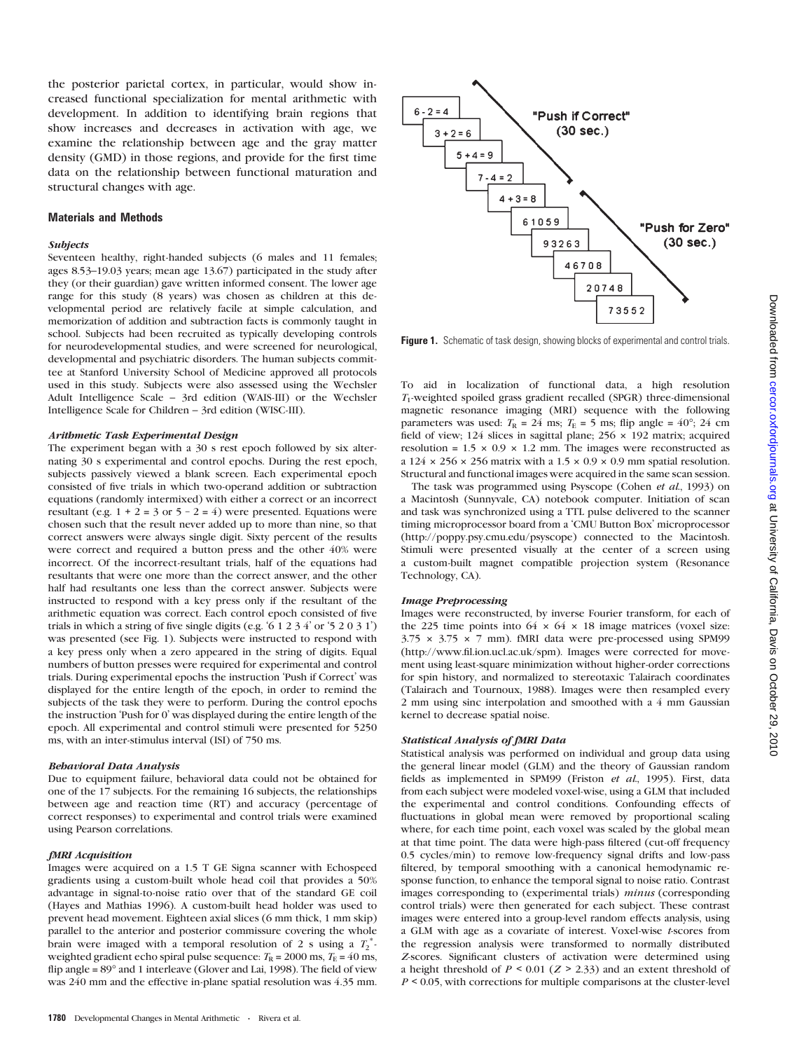the posterior parietal cortex, in particular, would show increased functional specialization for mental arithmetic with development. In addition to identifying brain regions that show increases and decreases in activation with age, we examine the relationship between age and the gray matter density (GMD) in those regions, and provide for the first time data on the relationship between functional maturation and structural changes with age.

## Materials and Methods

### *Subjects*

Seventeen healthy, right-handed subjects (6 males and 11 females; ages 8.53–19.03 years; mean age 13.67) participated in the study after they (or their guardian) gave written informed consent. The lower age range for this study (8 years) was chosen as children at this developmental period are relatively facile at simple calculation, and memorization of addition and subtraction facts is commonly taught in school. Subjects had been recruited as typically developing controls for neurodevelopmental studies, and were screened for neurological, developmental and psychiatric disorders. The human subjects committee at Stanford University School of Medicine approved all protocols used in this study. Subjects were also assessed using the Wechsler Adult Intelligence Scale – 3rd edition (WAIS-III) or the Wechsler Intelligence Scale for Children – 3rd edition (WISC-III).

### *Arithmetic Task Experimental Design*

The experiment began with a 30 s rest epoch followed by six alternating 30 s experimental and control epochs. During the rest epoch, subjects passively viewed a blank screen. Each experimental epoch consisted of five trials in which two-operand addition or subtraction equations (randomly intermixed) with either a correct or an incorrect resultant (e.g. 1 + 2 = 3 or 5 – 2 = 4) were presented. Equations were chosen such that the result never added up to more than nine, so that correct answers were always single digit. Sixty percent of the results were correct and required a button press and the other 40% were incorrect. Of the incorrect-resultant trials, half of the equations had resultants that were one more than the correct answer, and the other half had resultants one less than the correct answer. Subjects were instructed to respond with a key press only if the resultant of the arithmetic equation was correct. Each control epoch consisted of five trials in which a string of five single digits (e.g. '6 1 2 3 4' or '5 2 0 3 1') was presented (see Fig. 1). Subjects were instructed to respond with a key press only when a zero appeared in the string of digits. Equal numbers of button presses were required for experimental and control trials. During experimental epochs the instruction 'Push if Correct' was displayed for the entire length of the epoch, in order to remind the subjects of the task they were to perform. During the control epochs the instruction 'Push for 0' was displayed during the entire length of the epoch. All experimental and control stimuli were presented for 5250 ms, with an inter-stimulus interval (ISI) of 750 ms.

### *Behavioral Data Analysis*

Due to equipment failure, behavioral data could not be obtained for one of the 17 subjects. For the remaining 16 subjects, the relationships between age and reaction time (RT) and accuracy (percentage of correct responses) to experimental and control trials were examined using Pearson correlations.

### *fMRI Acquisition*

Images were acquired on a 1.5 T GE Signa scanner with Echospeed gradients using a custom-built whole head coil that provides a 50% advantage in signal-to-noise ratio over that of the standard GE coil (Hayes and Mathias 1996). A custom-built head holder was used to prevent head movement. Eighteen axial slices (6 mm thick, 1 mm skip) parallel to the anterior and posterior commissure covering the whole brain were imaged with a temporal resolution of 2 s using a $T_2^*$-weighted gradient echo spiral pulse sequence: $T_R$ = 2000 ms, $T_E$ = 40 ms, flip angle = 89° and 1 interleave (Glover and Lai, 1998). The field of view was 240 mm and the effective in-plane spatial resolution was 4.35 mm.

6 - 2 = 4
3 + 2 = 6
5 + 4 = 9
7 - 4 = 2
4 + 3 = 8
"Push if Correct" (30 sec.)
61059
93263
46708
20748
73552
"Push for Zero" (30 sec.)

**Figure 1.** Schematic of task design, showing blocks of experimental and control trials.

To aid in localization of functional data, a high resolution $T_1$-weighted spoiled grass gradient recalled (SPGR) three-dimensional magnetic resonance imaging (MRI) sequence with the following parameters was used: $T_R$ = 24 ms; $T_E$ = 5 ms; flip angle = 40°; 24 cm field of view; 124 slices in sagittal plane; 256 × 192 matrix; acquired resolution = 1.5 × 0.9 × 1.2 mm. The images were reconstructed as a 124 × 256 × 256 matrix with a 1.5 × 0.9 × 0.9 mm spatial resolution. Structural and functional images were acquired in the same scan session.

The task was programmed using Psyscope (Cohen *et al.*, 1993) on a Macintosh (Sunnyvale, CA) notebook computer. Initiation of scan and task was synchronized using a TTL pulse delivered to the scanner timing microprocessor board from a 'CMU Button Box' microprocessor (http://poppy.psy.cmu.edu/psyscope) connected to the Macintosh. Stimuli were presented visually at the center of a screen using a custom-built magnet compatible projection system (Resonance Technology, CA).

### *Image Preprocessing*

Images were reconstructed, by inverse Fourier transform, for each of the 225 time points into 64 × 64 × 18 image matrices (voxel size: 3.75 × 3.75 × 7 mm). fMRI data were pre-processed using SPM99 (http://www.fil.ion.ucl.ac.uk/spm). Images were corrected for movement using least-square minimization without higher-order corrections for spin history, and normalized to stereotaxic Talairach coordinates (Talairach and Tournoux, 1988). Images were then resampled every 2 mm using sinc interpolation and smoothed with a 4 mm Gaussian kernel to decrease spatial noise.

### *Statistical Analysis of fMRI Data*

Statistical analysis was performed on individual and group data using the general linear model (GLM) and the theory of Gaussian random fields as implemented in SPM99 (Friston *et al.*, 1995). First, data from each subject were modeled voxel-wise, using a GLM that included the experimental and control conditions. Confounding effects of fluctuations in global mean were removed by proportional scaling where, for each time point, each voxel was scaled by the global mean at that time point. The data were high-pass filtered (cut-off frequency 0.5 cycles/min) to remove low-frequency signal drifts and low-pass filtered, by temporal smoothing with a canonical hemodynamic response function, to enhance the temporal signal to noise ratio. Contrast images corresponding to (experimental trials) *minus* (corresponding control trials) were then generated for each subject. These contrast images were entered into a group-level random effects analysis, using a GLM with age as a covariate of interest. Voxel-wise *t*-scores from the regression analysis were transformed to normally distributed *Z*-scores. Significant clusters of activation were determined using a height threshold of $P < 0.01$ ($Z > 2.33$) and an extent threshold of $P < 0.05$, with corrections for multiple comparisons at the cluster-level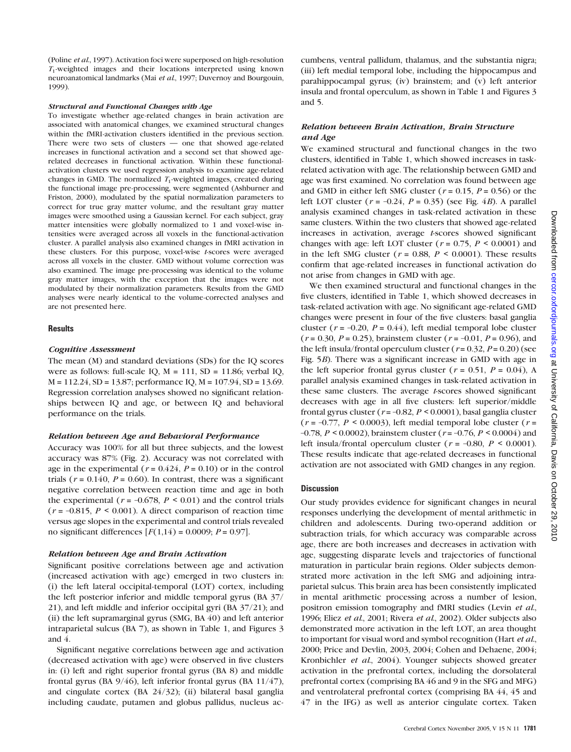(Poline *et al.*, 1997). Activation foci were superposed on high-resolution $T_1$-weighted images and their locations interpreted using known neuroanatomical landmarks (Mai *et al.*, 1997; Duvernoy and Bourgouin, 1999).

### *Structural and Functional Changes with Age*

To investigate whether age-related changes in brain activation are associated with anatomical changes, we examined structural changes within the fMRI-activation clusters identified in the previous section. There were two sets of clusters — one that showed age-related increases in functional activation and a second set that showed age-related decreases in functional activation. Within these functional-activation clusters we used regression analysis to examine age-related changes in GMD. The normalized $T_1$-weighted images, created during the functional image pre-processing, were segmented (Ashburner and Friston, 2000), modulated by the spatial normalization parameters to correct for true gray matter volume, and the resultant gray matter images were smoothed using a Gaussian kernel. For each subject, gray matter intensities were globally normalized to 1 and voxel-wise intensities were averaged across all voxels in the functional-activation cluster. A parallel analysis also examined changes in fMRI activation in these clusters. For this purpose, voxel-wise $t$-scores were averaged across all voxels in the cluster. GMD without volume correction was also examined. The image pre-processing was identical to the volume gray matter images, with the exception that the images were not modulated by their normalization parameters. Results from the GMD analyses were nearly identical to the volume-corrected analyses and are not presented here.

## Results

### *Cognitive Assessment*

The mean (M) and standard deviations (SDs) for the IQ scores were as follows: full-scale IQ, M = 111, SD = 11.86; verbal IQ, M = 112.24, SD = 13.87; performance IQ, M = 107.94, SD = 13.69. Regression correlation analyses showed no significant relationships between IQ and age, or between IQ and behavioral performance on the trials.

### *Relation between Age and Behavioral Performance*

Accuracy was 100% for all but three subjects, and the lowest accuracy was 87% (Fig. 2). Accuracy was not correlated with age in the experimental ($r = 0.424$, $P = 0.10$) or in the control trials ($r = 0.140$, $P = 0.60$). In contrast, there was a significant negative correlation between reaction time and age in both the experimental ($r = -0.678$, $P < 0.01$) and the control trials ($r = -0.815$, $P < 0.001$). A direct comparison of reaction time versus age slopes in the experimental and control trials revealed no significant differences [$F(1,14) = 0.0009$; $P = 0.97$].

### *Relation between Age and Brain Activation*

Significant positive correlations between age and activation (increased activation with age) emerged in two clusters in: (i) the left lateral occipital-temporal (LOT) cortex, including the left posterior inferior and middle temporal gyrus (BA 37/21), and left middle and inferior occipital gyri (BA 37/21); and (ii) the left supramarginal gyrus (SMG, BA 40) and left anterior intraparietal sulcus (BA 7), as shown in Table 1, and Figures 3 and 4.

Significant negative correlations between age and activation (decreased activation with age) were observed in five clusters in: (i) left and right superior frontal gyrus (BA 8) and middle frontal gyrus (BA 9/46), left inferior frontal gyrus (BA 11/47), and cingulate cortex (BA 24/32); (ii) bilateral basal ganglia including caudate, putamen and globus pallidus, nucleus accumbens, ventral pallidum, thalamus, and the substantia nigra; (iii) left medial temporal lobe, including the hippocampus and parahippocampal gyrus; (iv) brainstem; and (v) left anterior insula and frontal operculum, as shown in Table 1 and Figures 3 and 5.

### *Relation between Brain Activation, Brain Structure and Age*

We examined structural and functional changes in the two clusters, identified in Table 1, which showed increases in task-related activation with age. The relationship between GMD and age was first examined. No correlation was found between age and GMD in either left SMG cluster ($r = 0.15$, $P = 0.56$) or the left LOT cluster ($r = -0.24$, $P = 0.35$) (see Fig. 4*B*). A parallel analysis examined changes in task-related activation in these same clusters. Within the two clusters that showed age-related increases in activation, average $t$-scores showed significant changes with age: left LOT cluster ($r = 0.75$, $P < 0.0001$) and in the left SMG cluster ($r = 0.88$, $P < 0.0001$). These results confirm that age-related increases in functional activation do not arise from changes in GMD with age.

We then examined structural and functional changes in the five clusters, identified in Table 1, which showed decreases in task-related activation with age. No significant age-related GMD changes were present in four of the five clusters: basal ganglia cluster ($r = -0.20$, $P = 0.44$), left medial temporal lobe cluster ($r = 0.30$, $P = 0.25$), brainstem cluster ($r = -0.01$, $P = 0.96$), and the left insula/frontal operculum cluster ($r = 0.32$, $P = 0.20$) (see Fig. 5*B*). There was a significant increase in GMD with age in the left superior frontal gyrus cluster ($r = 0.51$, $P = 0.04$), A parallel analysis examined changes in task-related activation in these same clusters. The average $t$-scores showed significant decreases with age in all five clusters: left superior/middle frontal gyrus cluster ($r = -0.82$, $P < 0.0001$), basal ganglia cluster ($r = -0.77$, $P < 0.0003$), left medial temporal lobe cluster ($r = -0.78$, $P < 0.0002$), brainstem cluster ($r = -0.76$, $P < 0.0004$) and left insula/frontal operculum cluster ($r = -0.80$, $P < 0.0001$). These results indicate that age-related decreases in functional activation are not associated with GMD changes in any region.

## Discussion

Our study provides evidence for significant changes in neural responses underlying the development of mental arithmetic in children and adolescents. During two-operand addition or subtraction trials, for which accuracy was comparable across age, there are both increases and decreases in activation with age, suggesting disparate levels and trajectories of functional maturation in particular brain regions. Older subjects demonstrated more activation in the left SMG and adjoining intraparietal sulcus. This brain area has been consistently implicated in mental arithmetic processing across a number of lesion, positron emission tomography and fMRI studies (Levin *et al.*, 1996; Eliez *et al.*, 2001; Rivera *et al.*, 2002). Older subjects also demonstrated more activation in the left LOT, an area thought to important for visual word and symbol recognition (Hart *et al.*, 2000; Price and Devlin, 2003, 2004; Cohen and Dehaene, 2004; Kronbichler *et al.*, 2004). Younger subjects showed greater activation in the prefrontal cortex, including the dorsolateral prefrontal cortex (comprising BA 46 and 9 in the SFG and MFG) and ventrolateral prefrontal cortex (comprising BA 44, 45 and 47 in the IFG) as well as anterior cingulate cortex. Taken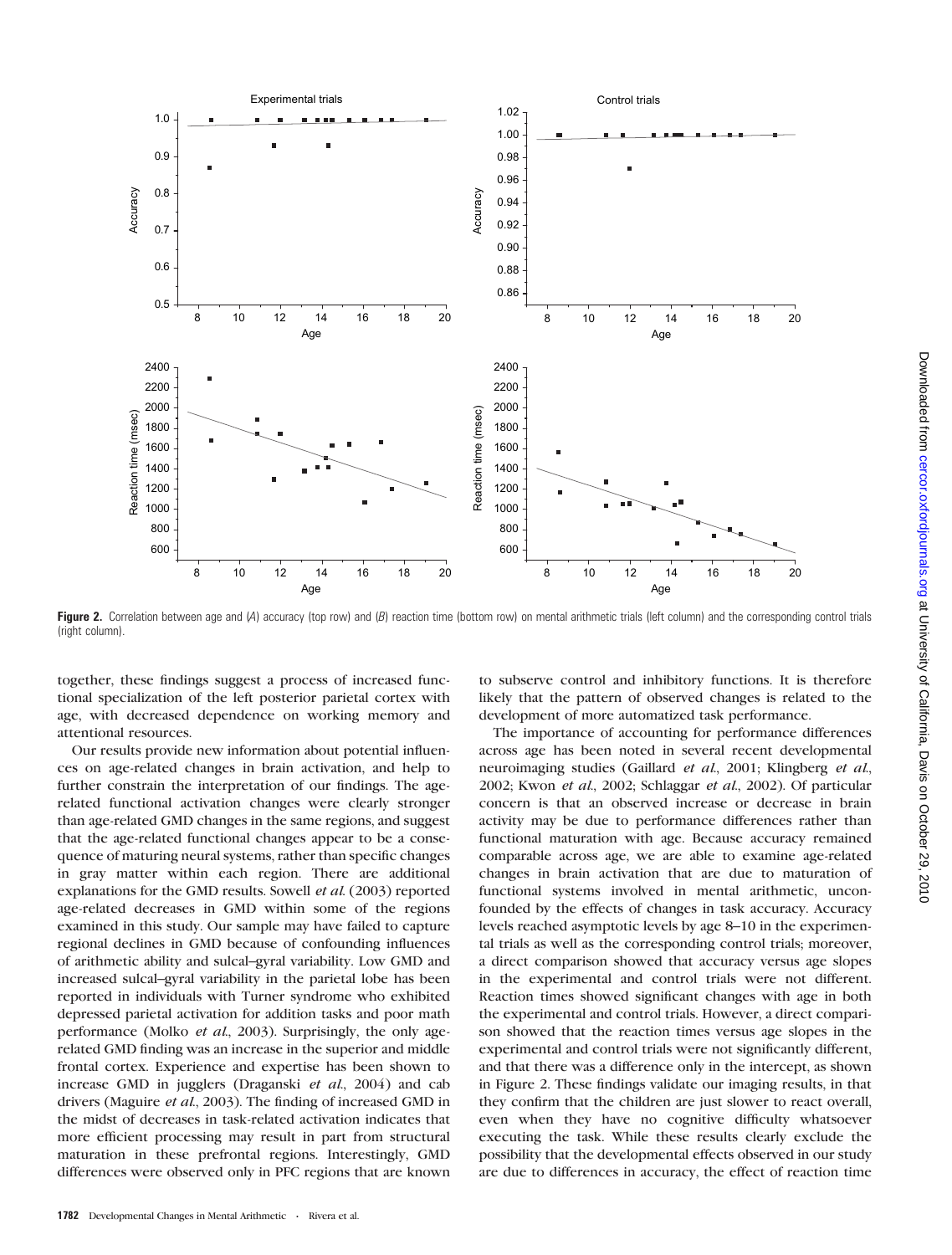**Figure 2.** Correlation between age and (*A*) accuracy (top row) and (*B*) reaction time (bottom row) on mental arithmetic trials (left column) and the corresponding control trials (right column).

together, these findings suggest a process of increased functional specialization of the left posterior parietal cortex with age, with decreased dependence on working memory and attentional resources.

Our results provide new information about potential influences on age-related changes in brain activation, and help to further constrain the interpretation of our findings. The age-related functional activation changes were clearly stronger than age-related GMD changes in the same regions, and suggest that the age-related functional changes appear to be a consequence of maturing neural systems, rather than specific changes in gray matter within each region. There are additional explanations for the GMD results. Sowell *et al.* (2003) reported age-related decreases in GMD within some of the regions examined in this study. Our sample may have failed to capture regional declines in GMD because of confounding influences of arithmetic ability and sulcal–gyral variability. Low GMD and increased sulcal–gyral variability in the parietal lobe has been reported in individuals with Turner syndrome who exhibited depressed parietal activation for addition tasks and poor math performance (Molko *et al.*, 2003). Surprisingly, the only age-related GMD finding was an increase in the superior and middle frontal cortex. Experience and expertise has been shown to increase GMD in jugglers (Draganski *et al.*, 2004) and cab drivers (Maguire *et al.*, 2003). The finding of increased GMD in the midst of decreases in task-related activation indicates that more efficient processing may result in part from structural maturation in these prefrontal regions. Interestingly, GMD differences were observed only in PFC regions that are known to subserve control and inhibitory functions. It is therefore likely that the pattern of observed changes is related to the development of more automatized task performance.

The importance of accounting for performance differences across age has been noted in several recent developmental neuroimaging studies (Gaillard *et al.*, 2001; Klingberg *et al.*, 2002; Kwon *et al.*, 2002; Schlaggar *et al.*, 2002). Of particular concern is that an observed increase or decrease in brain activity may be due to performance differences rather than functional maturation with age. Because accuracy remained comparable across age, we are able to examine age-related changes in brain activation that are due to maturation of functional systems involved in mental arithmetic, unconfounded by the effects of changes in task accuracy. Accuracy levels reached asymptotic levels by age 8–10 in the experimental trials as well as the corresponding control trials; moreover, a direct comparison showed that accuracy versus age slopes in the experimental and control trials were not different. Reaction times showed significant changes with age in both the experimental and control trials. However, a direct comparison showed that the reaction times versus age slopes in the experimental and control trials were not significantly different, and that there was a difference only in the intercept, as shown in Figure 2. These findings validate our imaging results, in that they confirm that the children are just slower to react overall, even when they have no cognitive difficulty whatsoever executing the task. While these results clearly exclude the possibility that the developmental effects observed in our study are due to differences in accuracy, the effect of reaction time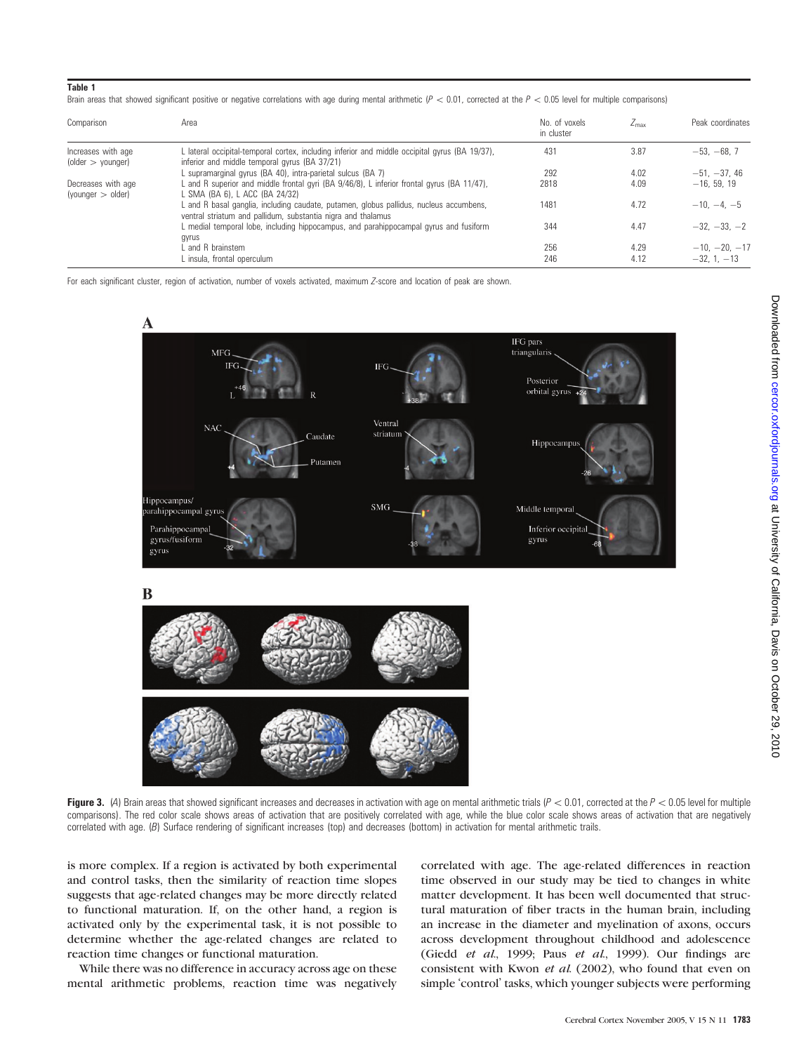**Table 1**

Brain areas that showed significant positive or negative correlations with age during mental arithmetic ($P < 0.01$, corrected at the $P < 0.05$ level for multiple comparisons)

| Comparison | Area | No. of voxels in cluster | $Z_{max}$ | Peak coordinates |
|---|---|---|---|---|
| Increases with age (older > younger) | L lateral occipital-temporal cortex, including inferior and middle occipital gyrus (BA 19/37), inferior and middle temporal gyrus (BA 37/21) | 431 | 3.87 | −53, −68, 7 |
| | L supramarginal gyrus (BA 40), intra-parietal sulcus (BA 7) | 292 | 4.02 | −51, −37, 46 |
| Decreases with age (younger > older) | L and R superior and middle frontal gyri (BA 9/46/8), L inferior frontal gyrus (BA 11/47), L SMA (BA 6), L ACC (BA 24/32) | 2818 | 4.09 | −16, 59, 19 |
| | L and R basal ganglia, including caudate, putamen, globus pallidus, nucleus accumbens, ventral striatum and pallidum, substantia nigra and thalamus | 1481 | 4.72 | −10, −4, −5 |
| | L medial temporal lobe, including hippocampus, and parahippocampal gyrus and fusiform gyrus | 344 | 4.47 | −32, −33, −2 |
| | L and R brainstem | 256 | 4.29 | −10, −20, −17 |
| | L insula, frontal operculum | 246 | 4.12 | −32, 1, −13 |

For each significant cluster, region of activation, number of voxels activated, maximum Z-score and location of peak are shown.

**Figure 3.** (A) Brain areas that showed significant increases and decreases in activation with age on mental arithmetic trials ($P < 0.01$, corrected at the $P < 0.05$ level for multiple comparisons). The red color scale shows areas of activation that are positively correlated with age, while the blue color scale shows areas of activation that are negatively correlated with age. (B) Surface rendering of significant increases (top) and decreases (bottom) in activation for mental arithmetic trails.

is more complex. If a region is activated by both experimental and control tasks, then the similarity of reaction time slopes suggests that age-related changes may be more directly related to functional maturation. If, on the other hand, a region is activated only by the experimental task, it is not possible to determine whether the age-related changes are related to reaction time changes or functional maturation.

While there was no difference in accuracy across age on these mental arithmetic problems, reaction time was negatively correlated with age. The age-related differences in reaction time observed in our study may be tied to changes in white matter development. It has been well documented that structural maturation of fiber tracts in the human brain, including an increase in the diameter and myelination of axons, occurs across development throughout childhood and adolescence (Giedd *et al.*, 1999; Paus *et al.*, 1999). Our findings are consistent with Kwon *et al.* (2002), who found that even on simple 'control' tasks, which younger subjects were performing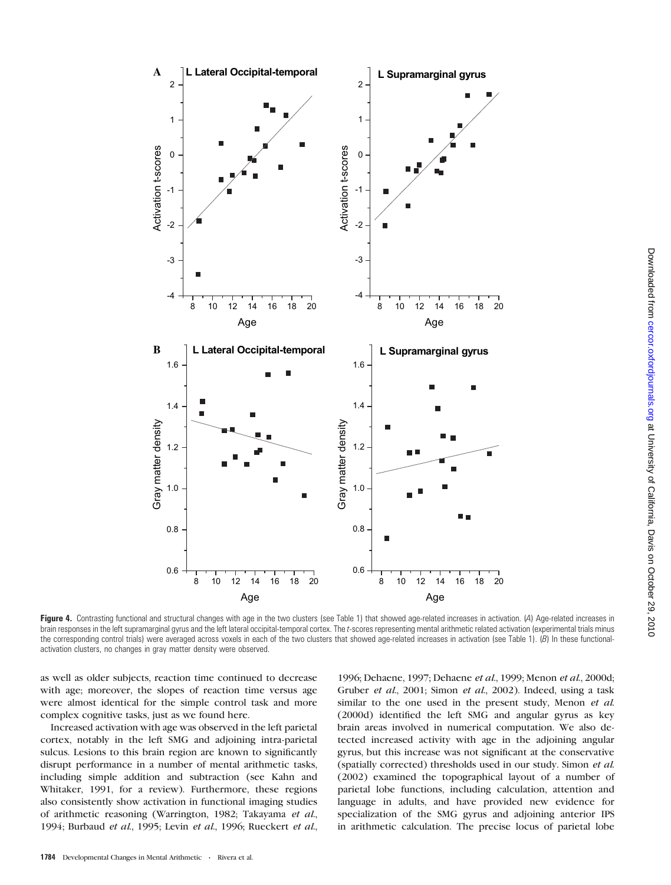**Figure 4.** Contrasting functional and structural changes with age in the two clusters (see Table 1) that showed age-related increases in activation. (*A*) Age-related increases in brain responses in the left supramarginal gyrus and the left lateral occipital-temporal cortex. The *t*-scores representing mental arithmetic related activation (experimental trials minus the corresponding control trials) were averaged across voxels in each of the two clusters that showed age-related increases in activation (see Table 1). (*B*) In these functional-activation clusters, no changes in gray matter density were observed.

as well as older subjects, reaction time continued to decrease with age; moreover, the slopes of reaction time versus age were almost identical for the simple control task and more complex cognitive tasks, just as we found here.

Increased activation with age was observed in the left parietal cortex, notably in the left SMG and adjoining intra-parietal sulcus. Lesions to this brain region are known to significantly disrupt performance in a number of mental arithmetic tasks, including simple addition and subtraction (see Kahn and Whitaker, 1991, for a review). Furthermore, these regions also consistently show activation in functional imaging studies of arithmetic reasoning (Warrington, 1982; Takayama *et al.*, 1994; Burbaud *et al.*, 1995; Levin *et al.*, 1996; Rueckert *et al.*, 1996; Dehaene, 1997; Dehaene *et al.*, 1999; Menon *et al.*, 2000d; Gruber *et al.*, 2001; Simon *et al.*, 2002). Indeed, using a task similar to the one used in the present study, Menon *et al.* (2000d) identified the left SMG and angular gyrus as key brain areas involved in numerical computation. We also detected increased activity with age in the adjoining angular gyrus, but this increase was not significant at the conservative (spatially corrected) thresholds used in our study. Simon *et al.* (2002) examined the topographical layout of a number of parietal lobe functions, including calculation, attention and language in adults, and have provided new evidence for specialization of the SMG gyrus and adjoining anterior IPS in arithmetic calculation. The precise locus of parietal lobe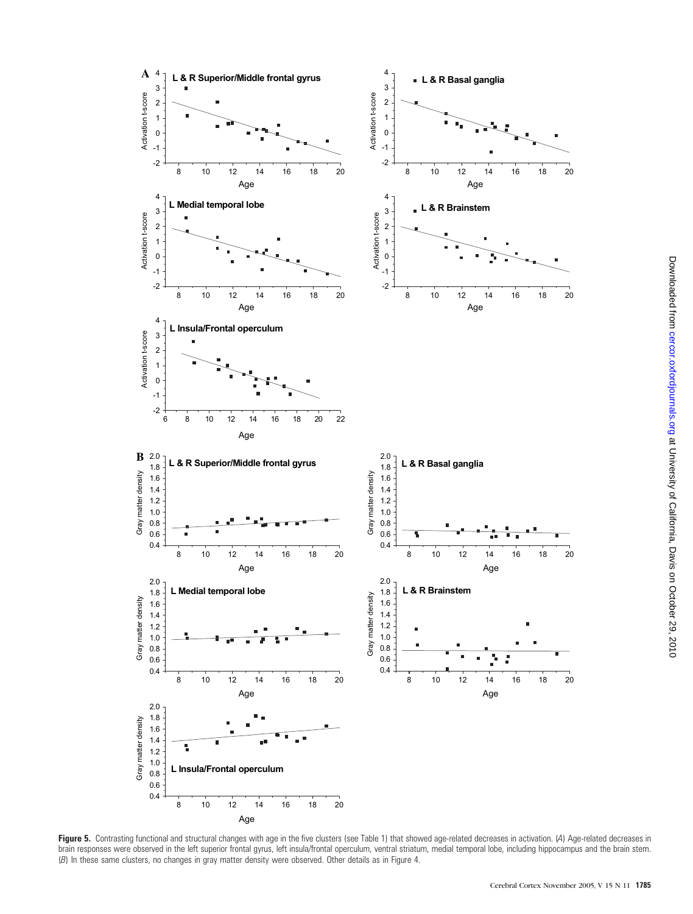**Figure 5.** Contrasting functional and structural changes with age in the five clusters (see Table 1) that showed age-related decreases in activation. (*A*) Age-related decreases in brain responses were observed in the left superior frontal gyrus, left insula/frontal operculum, ventral striatum, medial temporal lobe, including hippocampus and the brain stem. (*B*) In these same clusters, no changes in gray matter density were observed. Other details as in Figure 4.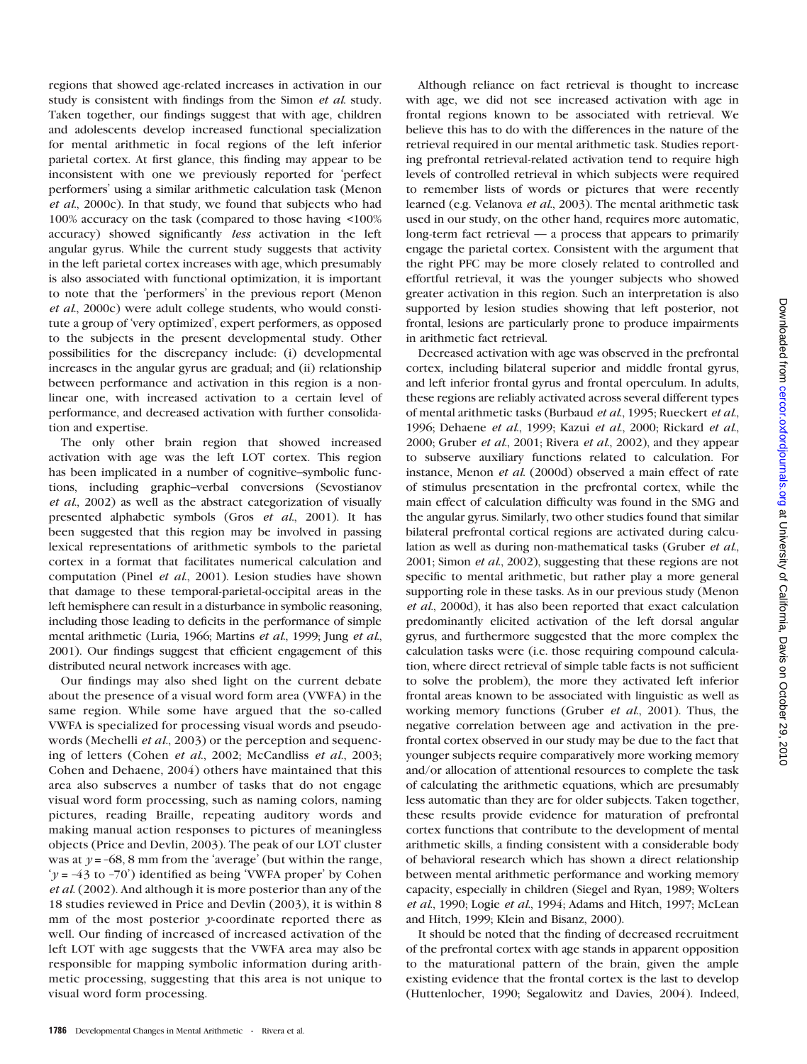regions that showed age-related increases in activation in our study is consistent with findings from the Simon *et al.* study. Taken together, our findings suggest that with age, children and adolescents develop increased functional specialization for mental arithmetic in focal regions of the left inferior parietal cortex. At first glance, this finding may appear to be inconsistent with one we previously reported for 'perfect performers' using a similar arithmetic calculation task (Menon *et al.*, 2000c). In that study, we found that subjects who had 100% accuracy on the task (compared to those having <100% accuracy) showed significantly *less* activation in the left angular gyrus. While the current study suggests that activity in the left parietal cortex increases with age, which presumably is also associated with functional optimization, it is important to note that the 'performers' in the previous report (Menon *et al.*, 2000c) were adult college students, who would constitute a group of 'very optimized', expert performers, as opposed to the subjects in the present developmental study. Other possibilities for the discrepancy include: (i) developmental increases in the angular gyrus are gradual; and (ii) relationship between performance and activation in this region is a nonlinear one, with increased activation to a certain level of performance, and decreased activation with further consolidation and expertise.

The only other brain region that showed increased activation with age was the left LOT cortex. This region has been implicated in a number of cognitive–symbolic functions, including graphic–verbal conversions (Sevostianov *et al.*, 2002) as well as the abstract categorization of visually presented alphabetic symbols (Gros *et al.*, 2001). It has been suggested that this region may be involved in passing lexical representations of arithmetic symbols to the parietal cortex in a format that facilitates numerical calculation and computation (Pinel *et al.*, 2001). Lesion studies have shown that damage to these temporal-parietal-occipital areas in the left hemisphere can result in a disturbance in symbolic reasoning, including those leading to deficits in the performance of simple mental arithmetic (Luria, 1966; Martins *et al.*, 1999; Jung *et al.*, 2001). Our findings suggest that efficient engagement of this distributed neural network increases with age.

Our findings may also shed light on the current debate about the presence of a visual word form area (VWFA) in the same region. While some have argued that the so-called VWFA is specialized for processing visual words and pseudowords (Mechelli *et al.*, 2003) or the perception and sequencing of letters (Cohen *et al.*, 2002; McCandliss *et al.*, 2003; Cohen and Dehaene, 2004) others have maintained that this area also subserves a number of tasks that do not engage visual word form processing, such as naming colors, naming pictures, reading Braille, repeating auditory words and making manual action responses to pictures of meaningless objects (Price and Devlin, 2003). The peak of our LOT cluster was at $y = -68$, 8 mm from the 'average' (but within the range, '$y = -43$ to $-70$') identified as being 'VWFA proper' by Cohen *et al.* (2002). And although it is more posterior than any of the 18 studies reviewed in Price and Devlin (2003), it is within 8 mm of the most posterior $y$-coordinate reported there as well. Our finding of increased of increased activation of the left LOT with age suggests that the VWFA area may also be responsible for mapping symbolic information during arithmetic processing, suggesting that this area is not unique to visual word form processing.

Although reliance on fact retrieval is thought to increase with age, we did not see increased activation with age in frontal regions known to be associated with retrieval. We believe this has to do with the differences in the nature of the retrieval required in our mental arithmetic task. Studies reporting prefrontal retrieval-related activation tend to require high levels of controlled retrieval in which subjects were required to remember lists of words or pictures that were recently learned (e.g. Velanova *et al.*, 2003). The mental arithmetic task used in our study, on the other hand, requires more automatic, long-term fact retrieval — a process that appears to primarily engage the parietal cortex. Consistent with the argument that the right PFC may be more closely related to controlled and effortful retrieval, it was the younger subjects who showed greater activation in this region. Such an interpretation is also supported by lesion studies showing that left posterior, not frontal, lesions are particularly prone to produce impairments in arithmetic fact retrieval.

Decreased activation with age was observed in the prefrontal cortex, including bilateral superior and middle frontal gyrus, and left inferior frontal gyrus and frontal operculum. In adults, these regions are reliably activated across several different types of mental arithmetic tasks (Burbaud *et al.*, 1995; Rueckert *et al.*, 1996; Dehaene *et al.*, 1999; Kazui *et al.*, 2000; Rickard *et al.*, 2000; Gruber *et al.*, 2001; Rivera *et al.*, 2002), and they appear to subserve auxiliary functions related to calculation. For instance, Menon *et al.* (2000d) observed a main effect of rate of stimulus presentation in the prefrontal cortex, while the main effect of calculation difficulty was found in the SMG and the angular gyrus. Similarly, two other studies found that similar bilateral prefrontal cortical regions are activated during calculation as well as during non-mathematical tasks (Gruber *et al.*, 2001; Simon *et al.*, 2002), suggesting that these regions are not specific to mental arithmetic, but rather play a more general supporting role in these tasks. As in our previous study (Menon *et al.*, 2000d), it has also been reported that exact calculation predominantly elicited activation of the left dorsal angular gyrus, and furthermore suggested that the more complex the calculation tasks were (i.e. those requiring compound calculation, where direct retrieval of simple table facts is not sufficient to solve the problem), the more they activated left inferior frontal areas known to be associated with linguistic as well as working memory functions (Gruber *et al.*, 2001). Thus, the negative correlation between age and activation in the prefrontal cortex observed in our study may be due to the fact that younger subjects require comparatively more working memory and/or allocation of attentional resources to complete the task of calculating the arithmetic equations, which are presumably less automatic than they are for older subjects. Taken together, these results provide evidence for maturation of prefrontal cortex functions that contribute to the development of mental arithmetic skills, a finding consistent with a considerable body of behavioral research which has shown a direct relationship between mental arithmetic performance and working memory capacity, especially in children (Siegel and Ryan, 1989; Wolters *et al.*, 1990; Logie *et al.*, 1994; Adams and Hitch, 1997; McLean and Hitch, 1999; Klein and Bisanz, 2000).

It should be noted that the finding of decreased recruitment of the prefrontal cortex with age stands in apparent opposition to the maturational pattern of the brain, given the ample existing evidence that the frontal cortex is the last to develop (Huttenlocher, 1990; Segalowitz and Davies, 2004). Indeed,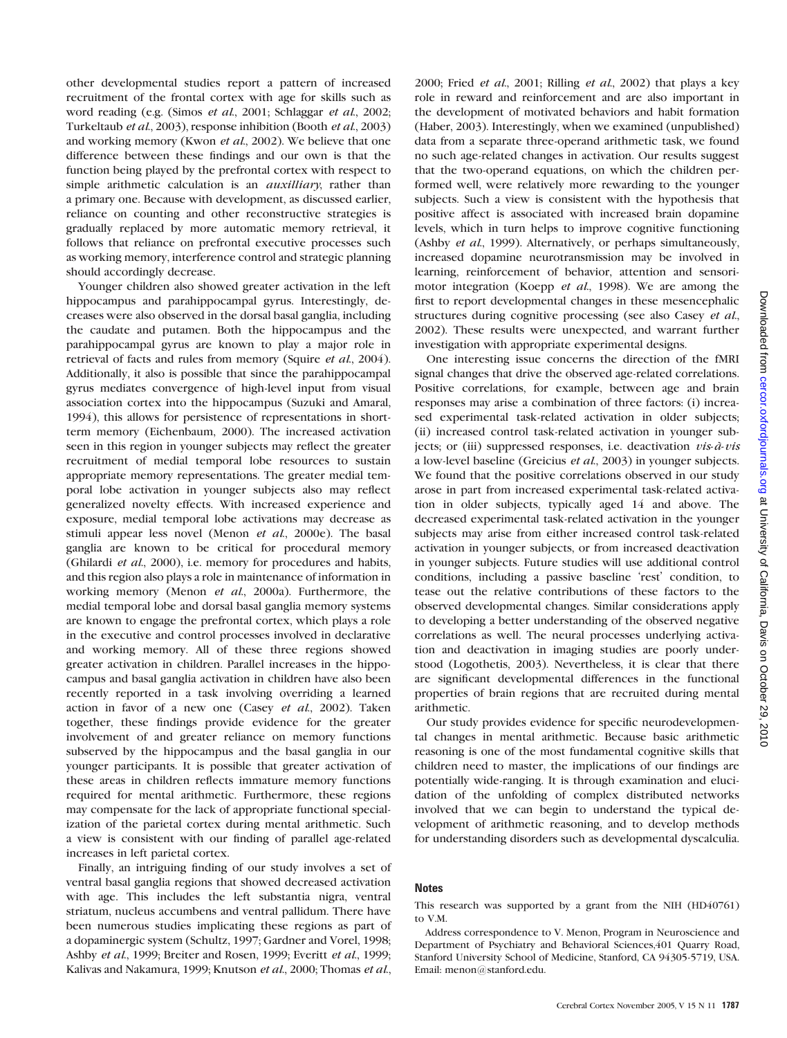other developmental studies report a pattern of increased recruitment of the frontal cortex with age for skills such as word reading (e.g. (Simos *et al.*, 2001; Schlaggar *et al.*, 2002; Turkeltaub *et al.*, 2003), response inhibition (Booth *et al.*, 2003) and working memory (Kwon *et al.*, 2002). We believe that one difference between these findings and our own is that the function being played by the prefrontal cortex with respect to simple arithmetic calculation is an *auxilliary*, rather than a primary one. Because with development, as discussed earlier, reliance on counting and other reconstructive strategies is gradually replaced by more automatic memory retrieval, it follows that reliance on prefrontal executive processes such as working memory, interference control and strategic planning should accordingly decrease.

Younger children also showed greater activation in the left hippocampus and parahippocampal gyrus. Interestingly, decreases were also observed in the dorsal basal ganglia, including the caudate and putamen. Both the hippocampus and the parahippocampal gyrus are known to play a major role in retrieval of facts and rules from memory (Squire *et al.*, 2004). Additionally, it also is possible that since the parahippocampal gyrus mediates convergence of high-level input from visual association cortex into the hippocampus (Suzuki and Amaral, 1994), this allows for persistence of representations in short-term memory (Eichenbaum, 2000). The increased activation seen in this region in younger subjects may reflect the greater recruitment of medial temporal lobe resources to sustain appropriate memory representations. The greater medial temporal lobe activation in younger subjects also may reflect generalized novelty effects. With increased experience and exposure, medial temporal lobe activations may decrease as stimuli appear less novel (Menon *et al.*, 2000e). The basal ganglia are known to be critical for procedural memory (Ghilardi *et al.*, 2000), i.e. memory for procedures and habits, and this region also plays a role in maintenance of information in working memory (Menon *et al.*, 2000a). Furthermore, the medial temporal lobe and dorsal basal ganglia memory systems are known to engage the prefrontal cortex, which plays a role in the executive and control processes involved in declarative and working memory. All of these three regions showed greater activation in children. Parallel increases in the hippocampus and basal ganglia activation in children have also been recently reported in a task involving overriding a learned action in favor of a new one (Casey *et al.*, 2002). Taken together, these findings provide evidence for the greater involvement of and greater reliance on memory functions subserved by the hippocampus and the basal ganglia in our younger participants. It is possible that greater activation of these areas in children reflects immature memory functions required for mental arithmetic. Furthermore, these regions may compensate for the lack of appropriate functional specialization of the parietal cortex during mental arithmetic. Such a view is consistent with our finding of parallel age-related increases in left parietal cortex.

Finally, an intriguing finding of our study involves a set of ventral basal ganglia regions that showed decreased activation with age. This includes the left substantia nigra, ventral striatum, nucleus accumbens and ventral pallidum. There have been numerous studies implicating these regions as part of a dopaminergic system (Schultz, 1997; Gardner and Vorel, 1998; Ashby *et al.*, 1999; Breiter and Rosen, 1999; Everitt *et al.*, 1999; Kalivas and Nakamura, 1999; Knutson *et al.*, 2000; Thomas *et al.*, 2000; Fried *et al.*, 2001; Rilling *et al.*, 2002) that plays a key role in reward and reinforcement and are also important in the development of motivated behaviors and habit formation (Haber, 2003). Interestingly, when we examined (unpublished) data from a separate three-operand arithmetic task, we found no such age-related changes in activation. Our results suggest that the two-operand equations, on which the children performed well, were relatively more rewarding to the younger subjects. Such a view is consistent with the hypothesis that positive affect is associated with increased brain dopamine levels, which in turn helps to improve cognitive functioning (Ashby *et al.*, 1999). Alternatively, or perhaps simultaneously, increased dopamine neurotransmission may be involved in learning, reinforcement of behavior, attention and sensorimotor integration (Koepp *et al.*, 1998). We are among the first to report developmental changes in these mesencephalic structures during cognitive processing (see also Casey *et al.*, 2002). These results were unexpected, and warrant further investigation with appropriate experimental designs.

One interesting issue concerns the direction of the fMRI signal changes that drive the observed age-related correlations. Positive correlations, for example, between age and brain responses may arise a combination of three factors: (i) increased experimental task-related activation in older subjects; (ii) increased control task-related activation in younger subjects; or (iii) suppressed responses, i.e. deactivation *vis-à-vis* a low-level baseline (Greicius *et al.*, 2003) in younger subjects. We found that the positive correlations observed in our study arose in part from increased experimental task-related activation in older subjects, typically aged 14 and above. The decreased experimental task-related activation in the younger subjects may arise from either increased control task-related activation in younger subjects, or from increased deactivation in younger subjects. Future studies will use additional control conditions, including a passive baseline 'rest' condition, to tease out the relative contributions of these factors to the observed developmental changes. Similar considerations apply to developing a better understanding of the observed negative correlations as well. The neural processes underlying activation and deactivation in imaging studies are poorly understood (Logothetis, 2003). Nevertheless, it is clear that there are significant developmental differences in the functional properties of brain regions that are recruited during mental arithmetic.

Our study provides evidence for specific neurodevelopmental changes in mental arithmetic. Because basic arithmetic reasoning is one of the most fundamental cognitive skills that children need to master, the implications of our findings are potentially wide-ranging. It is through examination and elucidation of the unfolding of complex distributed networks involved that we can begin to understand the typical development of arithmetic reasoning, and to develop methods for understanding disorders such as developmental dyscalculia.

## Notes

This research was supported by a grant from the NIH (HD40761) to V.M.

Address correspondence to V. Menon, Program in Neuroscience and Department of Psychiatry and Behavioral Sciences,401 Quarry Road, Stanford University School of Medicine, Stanford, CA 94305-5719, USA. Email: menon@stanford.edu.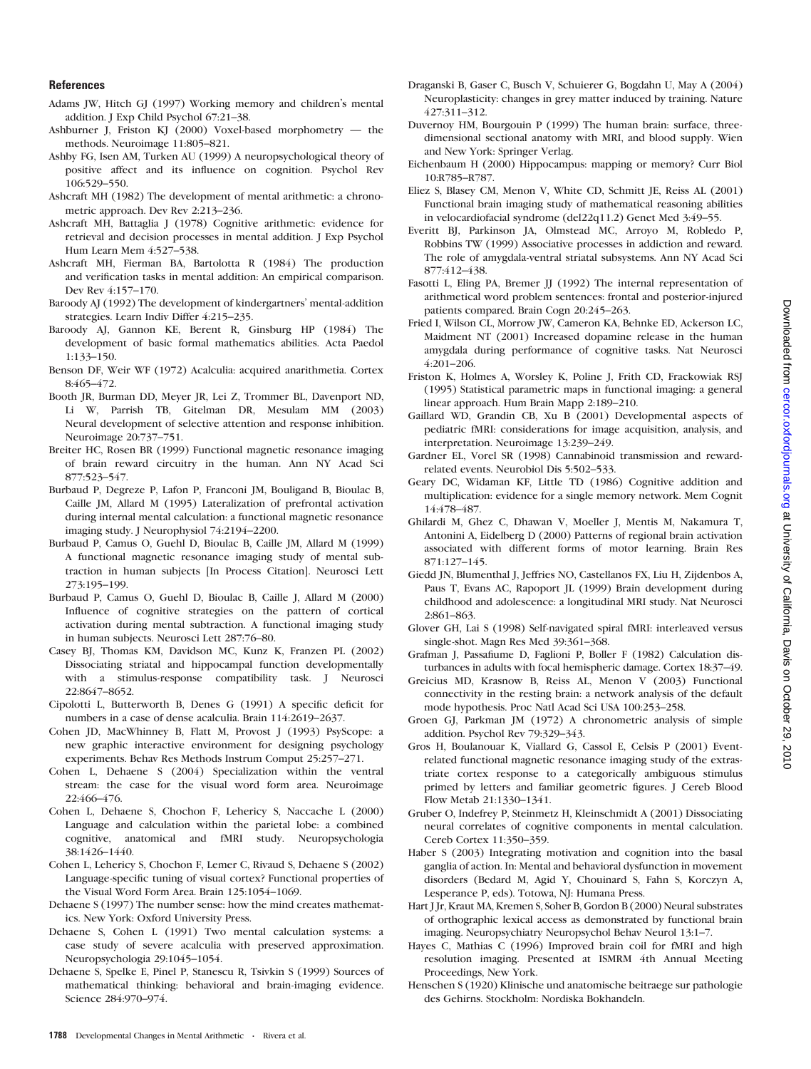## References

Adams JW, Hitch GJ (1997) Working memory and children's mental addition. J Exp Child Psychol 67:21–38.

Ashburner J, Friston KJ (2000) Voxel-based morphometry — the methods. Neuroimage 11:805–821.

Ashby FG, Isen AM, Turken AU (1999) A neuropsychological theory of positive affect and its influence on cognition. Psychol Rev 106:529–550.

Ashcraft MH (1982) The development of mental arithmetic: a chronometric approach. Dev Rev 2:213–236.

Ashcraft MH, Battaglia J (1978) Cognitive arithmetic: evidence for retrieval and decision processes in mental addition. J Exp Psychol Hum Learn Mem 4:527–538.

Ashcraft MH, Fierman BA, Bartolotta R (1984) The production and verification tasks in mental addition: An empirical comparison. Dev Rev 4:157–170.

Baroody AJ (1992) The development of kindergartners' mental-addition strategies. Learn Indiv Differ 4:215–235.

Baroody AJ, Gannon KE, Berent R, Ginsburg HP (1984) The development of basic formal mathematics abilities. Acta Paedol 1:133–150.

Benson DF, Weir WF (1972) Acalculia: acquired anarithmetia. Cortex 8:465–472.

Booth JR, Burman DD, Meyer JR, Lei Z, Trommer BL, Davenport ND, Li W, Parrish TB, Gitelman DR, Mesulam MM (2003) Neural development of selective attention and response inhibition. Neuroimage 20:737–751.

Breiter HC, Rosen BR (1999) Functional magnetic resonance imaging of brain reward circuitry in the human. Ann NY Acad Sci 877:523–547.

Burbaud P, Degreze P, Lafon P, Franconi JM, Bouligand B, Bioulac B, Caille JM, Allard M (1995) Lateralization of prefrontal activation during internal mental calculation: a functional magnetic resonance imaging study. J Neurophysiol 74:2194–2200.

Burbaud P, Camus O, Guehl D, Bioulac B, Caille JM, Allard M (1999) A functional magnetic resonance imaging study of mental subtraction in human subjects [In Process Citation]. Neurosci Lett 273:195–199.

Burbaud P, Camus O, Guehl D, Bioulac B, Caille J, Allard M (2000) Influence of cognitive strategies on the pattern of cortical activation during mental subtraction. A functional imaging study in human subjects. Neurosci Lett 287:76–80.

Casey BJ, Thomas KM, Davidson MC, Kunz K, Franzen PL (2002) Dissociating striatal and hippocampal function developmentally with a stimulus-response compatibility task. J Neurosci 22:8647–8652.

Cipolotti L, Butterworth B, Denes G (1991) A specific deficit for numbers in a case of dense acalculia. Brain 114:2619–2637.

Cohen JD, MacWhinney B, Flatt M, Provost J (1993) PsyScope: a new graphic interactive environment for designing psychology experiments. Behav Res Methods Instrum Comput 25:257–271.

Cohen L, Dehaene S (2004) Specialization within the ventral stream: the case for the visual word form area. Neuroimage 22:466–476.

Cohen L, Dehaene S, Chochon F, Lehericy S, Naccache L (2000) Language and calculation within the parietal lobe: a combined cognitive, anatomical and fMRI study. Neuropsychologia 38:1426–1440.

Cohen L, Lehericy S, Chochon F, Lemer C, Rivaud S, Dehaene S (2002) Language-specific tuning of visual cortex? Functional properties of the Visual Word Form Area. Brain 125:1054–1069.

Dehaene S (1997) The number sense: how the mind creates mathematics. New York: Oxford University Press.

Dehaene S, Cohen L (1991) Two mental calculation systems: a case study of severe acalculia with preserved approximation. Neuropsychologia 29:1045–1054.

Dehaene S, Spelke E, Pinel P, Stanescu R, Tsivkin S (1999) Sources of mathematical thinking: behavioral and brain-imaging evidence. Science 284:970–974.

Draganski B, Gaser C, Busch V, Schuierer G, Bogdahn U, May A (2004) Neuroplasticity: changes in grey matter induced by training. Nature 427:311–312.

Duvernoy HM, Bourgouin P (1999) The human brain: surface, three-dimensional sectional anatomy with MRI, and blood supply. Wien and New York: Springer Verlag.

Eichenbaum H (2000) Hippocampus: mapping or memory? Curr Biol 10:R785–R787.

Eliez S, Blasey CM, Menon V, White CD, Schmitt JE, Reiss AL (2001) Functional brain imaging study of mathematical reasoning abilities in velocardiofacial syndrome (del22q11.2) Genet Med 3:49–55.

Everitt BJ, Parkinson JA, Olmstead MC, Arroyo M, Robledo P, Robbins TW (1999) Associative processes in addiction and reward. The role of amygdala-ventral striatal subsystems. Ann NY Acad Sci 877:412–438.

Fasotti L, Eling PA, Bremer JJ (1992) The internal representation of arithmetical word problem sentences: frontal and posterior-injured patients compared. Brain Cogn 20:245–263.

Fried I, Wilson CL, Morrow JW, Cameron KA, Behnke ED, Ackerson LC, Maidment NT (2001) Increased dopamine release in the human amygdala during performance of cognitive tasks. Nat Neurosci 4:201–206.

Friston K, Holmes A, Worsley K, Poline J, Frith CD, Frackowiak RSJ (1995) Statistical parametric maps in functional imaging: a general linear approach. Hum Brain Mapp 2:189–210.

Gaillard WD, Grandin CB, Xu B (2001) Developmental aspects of pediatric fMRI: considerations for image acquisition, analysis, and interpretation. Neuroimage 13:239–249.

Gardner EL, Vorel SR (1998) Cannabinoid transmission and reward-related events. Neurobiol Dis 5:502–533.

Geary DC, Widaman KF, Little TD (1986) Cognitive addition and multiplication: evidence for a single memory network. Mem Cognit 14:478–487.

Ghilardi M, Ghez C, Dhawan V, Moeller J, Mentis M, Nakamura T, Antonini A, Eidelberg D (2000) Patterns of regional brain activation associated with different forms of motor learning. Brain Res 871:127–145.

Giedd JN, Blumenthal J, Jeffries NO, Castellanos FX, Liu H, Zijdenbos A, Paus T, Evans AC, Rapoport JL (1999) Brain development during childhood and adolescence: a longitudinal MRI study. Nat Neurosci 2:861–863.

Glover GH, Lai S (1998) Self-navigated spiral fMRI: interleaved versus single-shot. Magn Res Med 39:361–368.

Grafman J, Passafiume D, Faglioni P, Boller F (1982) Calculation disturbances in adults with focal hemispheric damage. Cortex 18:37–49.

Greicius MD, Krasnow B, Reiss AL, Menon V (2003) Functional connectivity in the resting brain: a network analysis of the default mode hypothesis. Proc Natl Acad Sci USA 100:253–258.

Groen GJ, Parkman JM (1972) A chronometric analysis of simple addition. Psychol Rev 79:329–343.

Gros H, Boulanouar K, Viallard G, Cassol E, Celsis P (2001) Event-related functional magnetic resonance imaging study of the extrastriate cortex response to a categorically ambiguous stimulus primed by letters and familiar geometric figures. J Cereb Blood Flow Metab 21:1330–1341.

Gruber O, Indefrey P, Steinmetz H, Kleinschmidt A (2001) Dissociating neural correlates of cognitive components in mental calculation. Cereb Cortex 11:350–359.

Haber S (2003) Integrating motivation and cognition into the basal ganglia of action. In: Mental and behavioral dysfunction in movement disorders (Bedard M, Agid Y, Chouinard S, Fahn S, Korczyn A, Lesperance P, eds). Totowa, NJ: Humana Press.

Hart J Jr, Kraut MA, Kremen S, Soher B, Gordon B (2000) Neural substrates of orthographic lexical access as demonstrated by functional brain imaging. Neuropsychiatry Neuropsychol Behav Neurol 13:1–7.

Hayes C, Mathias C (1996) Improved brain coil for fMRI and high resolution imaging. Presented at ISMRM 4th Annual Meeting Proceedings, New York.

Henschen S (1920) Klinische und anatomische beitraege sur pathologie des Gehirns. Stockholm: Nordiska Bokhandeln.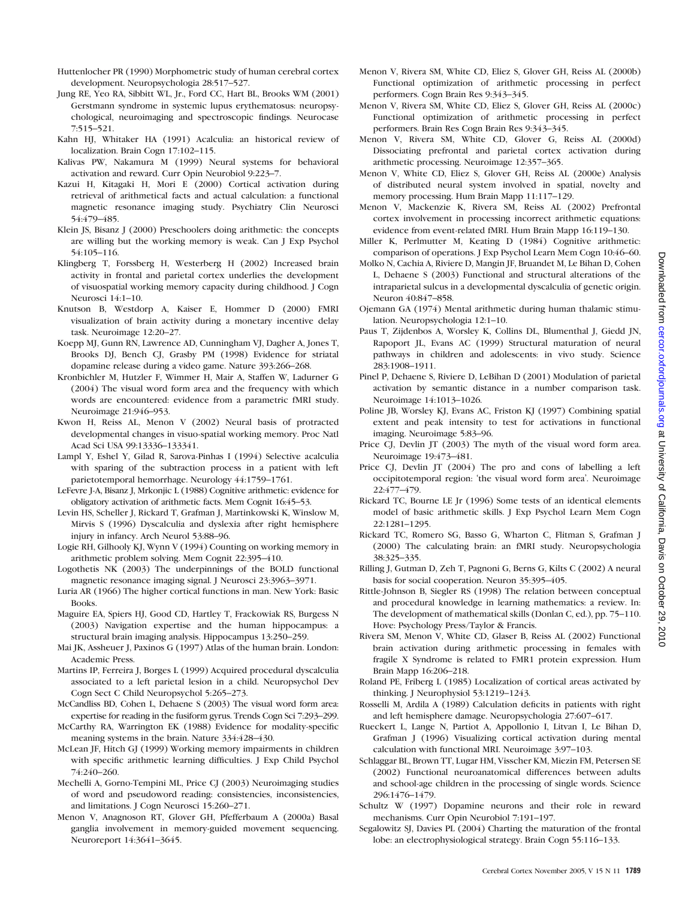Huttenlocher PR (1990) Morphometric study of human cerebral cortex development. Neuropsychologia 28:517–527.

Jung RE, Yeo RA, Sibbitt WL, Jr., Ford CC, Hart BL, Brooks WM (2001) Gerstmann syndrome in systemic lupus erythematosus: neuropsychological, neuroimaging and spectroscopic findings. Neurocase 7:515–521.

Kahn HJ, Whitaker HA (1991) Acalculia: an historical review of localization. Brain Cogn 17:102–115.

Kalivas PW, Nakamura M (1999) Neural systems for behavioral activation and reward. Curr Opin Neurobiol 9:223–7.

Kazui H, Kitagaki H, Mori E (2000) Cortical activation during retrieval of arithmetical facts and actual calculation: a functional magnetic resonance imaging study. Psychiatry Clin Neurosci 54:479–485.

Klein JS, Bisanz J (2000) Preschoolers doing arithmetic: the concepts are willing but the working memory is weak. Can J Exp Psychol 54:105–116.

Klingberg T, Forssberg H, Westerberg H (2002) Increased brain activity in frontal and parietal cortex underlies the development of visuospatial working memory capacity during childhood. J Cogn Neurosci 14:1–10.

Knutson B, Westdorp A, Kaiser E, Hommer D (2000) FMRI visualization of brain activity during a monetary incentive delay task. Neuroimage 12:20–27.

Koepp MJ, Gunn RN, Lawrence AD, Cunningham VJ, Dagher A, Jones T, Brooks DJ, Bench CJ, Grasby PM (1998) Evidence for striatal dopamine release during a video game. Nature 393:266–268.

Kronbichler M, Hutzler F, Wimmer H, Mair A, Staffen W, Ladurner G (2004) The visual word form area and the frequency with which words are encountered: evidence from a parametric fMRI study. Neuroimage 21:946–953.

Kwon H, Reiss AL, Menon V (2002) Neural basis of protracted developmental changes in visuo-spatial working memory. Proc Natl Acad Sci USA 99:13336–133341.

Lampl Y, Eshel Y, Gilad R, Sarova-Pinhas I (1994) Selective acalculia with sparing of the subtraction process in a patient with left parietotemporal hemorrhage. Neurology 44:1759–1761.

LeFevre J-A, Bisanz J, Mrkonjic L (1988) Cognitive arithmetic: evidence for obligatory activation of arithmetic facts. Mem Cognit 16:45–53.

Levin HS, Scheller J, Rickard T, Grafman J, Martinkowski K, Winslow M, Mirvis S (1996) Dyscalculia and dyslexia after right hemisphere injury in infancy. Arch Neurol 53:88–96.

Logie RH, Gilhooly KJ, Wynn V (1994) Counting on working memory in arithmetic problem solving. Mem Cognit 22:395–410.

Logothetis NK (2003) The underpinnings of the BOLD functional magnetic resonance imaging signal. J Neurosci 23:3963–3971.

Luria AR (1966) The higher cortical functions in man. New York: Basic Books.

Maguire EA, Spiers HJ, Good CD, Hartley T, Frackowiak RS, Burgess N (2003) Navigation expertise and the human hippocampus: a structural brain imaging analysis. Hippocampus 13:250–259.

Mai JK, Assheuer J, Paxinos G (1997) Atlas of the human brain. London: Academic Press.

Martins IP, Ferreira J, Borges L (1999) Acquired procedural dyscalculia associated to a left parietal lesion in a child. Neuropsychol Dev Cogn Sect C Child Neuropsychol 5:265–273.

McCandliss BD, Cohen L, Dehaene S (2003) The visual word form area: expertise for reading in the fusiform gyrus. Trends Cogn Sci 7:293–299.

McCarthy RA, Warrington EK (1988) Evidence for modality-specific meaning systems in the brain. Nature 334:428–430.

McLean JF, Hitch GJ (1999) Working memory impairments in children with specific arithmetic learning difficulties. J Exp Child Psychol 74:240–260.

Mechelli A, Gorno-Tempini ML, Price CJ (2003) Neuroimaging studies of word and pseudoword reading: consistencies, inconsistencies, and limitations. J Cogn Neurosci 15:260–271.

Menon V, Anagnoson RT, Glover GH, Pfefferbaum A (2000a) Basal ganglia involvement in memory-guided movement sequencing. Neuroreport 14:3641–3645.

Menon V, Rivera SM, White CD, Eliez S, Glover GH, Reiss AL (2000b) Functional optimization of arithmetic processing in perfect performers. Cogn Brain Res 9:343–345.

Menon V, Rivera SM, White CD, Eliez S, Glover GH, Reiss AL (2000c) Functional optimization of arithmetic processing in perfect performers. Brain Res Cogn Brain Res 9:343–345.

Menon V, Rivera SM, White CD, Glover G, Reiss AL (2000d) Dissociating prefrontal and parietal cortex activation during arithmetic processing. Neuroimage 12:357–365.

Menon V, White CD, Eliez S, Glover GH, Reiss AL (2000e) Analysis of distributed neural system involved in spatial, novelty and memory processing. Hum Brain Mapp 11:117–129.

Menon V, Mackenzie K, Rivera SM, Reiss AL (2002) Prefrontal cortex involvement in processing incorrect arithmetic equations: evidence from event-related fMRI. Hum Brain Mapp 16:119–130.

Miller K, Perlmutter M, Keating D (1984) Cognitive arithmetic: comparison of operations. J Exp Psychol Learn Mem Cogn 10:46–60.

Molko N, Cachia A, Riviere D, Mangin JF, Bruandet M, Le Bihan D, Cohen L, Dehaene S (2003) Functional and structural alterations of the intraparietal sulcus in a developmental dyscalculia of genetic origin. Neuron 40:847–858.

Ojemann GA (1974) Mental arithmetic during human thalamic stimulation. Neuropsychologia 12:1–10.

Paus T, Zijdenbos A, Worsley K, Collins DL, Blumenthal J, Giedd JN, Rapoport JL, Evans AC (1999) Structural maturation of neural pathways in children and adolescents: in vivo study. Science 283:1908–1911.

Pinel P, Dehaene S, Riviere D, LeBihan D (2001) Modulation of parietal activation by semantic distance in a number comparison task. Neuroimage 14:1013–1026.

Poline JB, Worsley KJ, Evans AC, Friston KJ (1997) Combining spatial extent and peak intensity to test for activations in functional imaging. Neuroimage 5:83–96.

Price CJ, Devlin JT (2003) The myth of the visual word form area. Neuroimage 19:473–481.

Price CJ, Devlin JT (2004) The pro and cons of labelling a left occipitotemporal region: 'the visual word form area'. Neuroimage 22:477–479.

Rickard TC, Bourne LE Jr (1996) Some tests of an identical elements model of basic arithmetic skills. J Exp Psychol Learn Mem Cogn 22:1281–1295.

Rickard TC, Romero SG, Basso G, Wharton C, Flitman S, Grafman J (2000) The calculating brain: an fMRI study. Neuropsychologia 38:325–335.

Rilling J, Gutman D, Zeh T, Pagnoni G, Berns G, Kilts C (2002) A neural basis for social cooperation. Neuron 35:395–405.

Rittle-Johnson B, Siegler RS (1998) The relation between conceptual and procedural knowledge in learning mathematics: a review. In: The development of mathematical skills (Donlan C, ed.), pp. 75–110. Hove: Psychology Press/Taylor & Francis.

Rivera SM, Menon V, White CD, Glaser B, Reiss AL (2002) Functional brain activation during arithmetic processing in females with fragile X Syndrome is related to FMR1 protein expression. Hum Brain Mapp 16:206–218.

Roland PE, Friberg L (1985) Localization of cortical areas activated by thinking. J Neurophysiol 53:1219–1243.

Rosselli M, Ardila A (1989) Calculation deficits in patients with right and left hemisphere damage. Neuropsychologia 27:607–617.

Rueckert L, Lange N, Partiot A, Appollonio I, Litvan I, Le Bihan D, Grafman J (1996) Visualizing cortical activation during mental calculation with functional MRI. Neuroimage 3:97–103.

Schlaggar BL, Brown TT, Lugar HM, Visscher KM, Miezin FM, Petersen SE (2002) Functional neuroanatomical differences between adults and school-age children in the processing of single words. Science 296:1476–1479.

Schultz W (1997) Dopamine neurons and their role in reward mechanisms. Curr Opin Neurobiol 7:191–197.

Segalowitz SJ, Davies PL (2004) Charting the maturation of the frontal lobe: an electrophysiological strategy. Brain Cogn 55:116–133.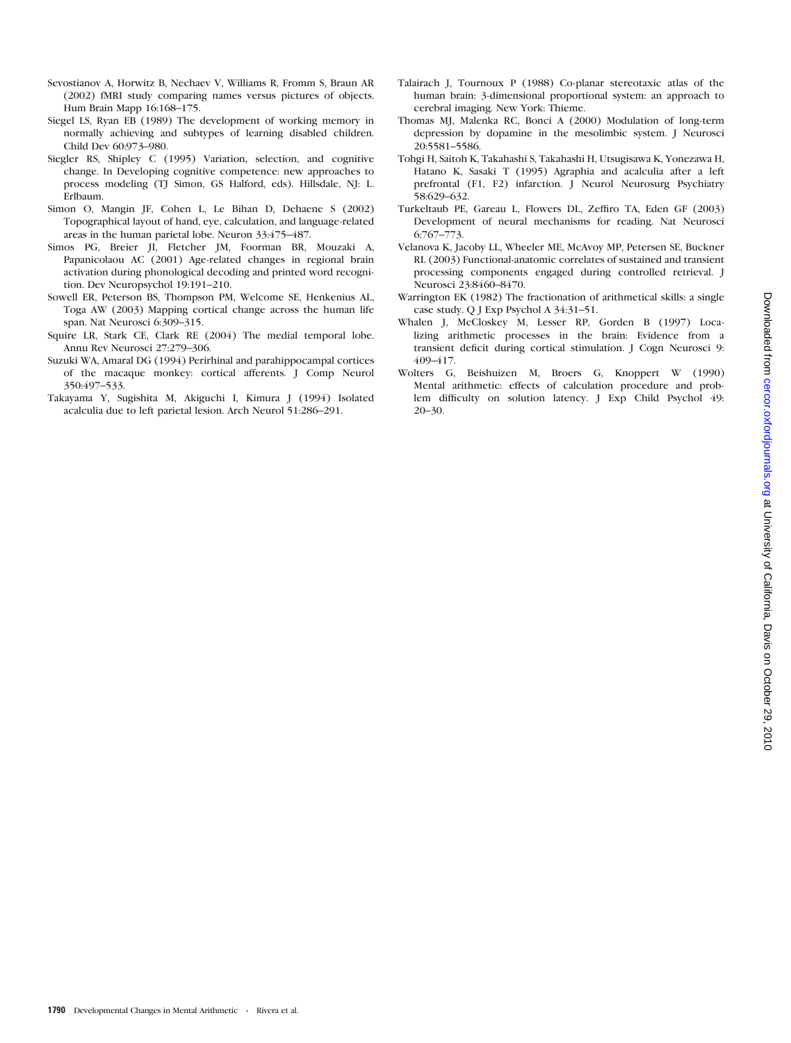Sevostianov A, Horwitz B, Nechaev V, Williams R, Fromm S, Braun AR (2002) fMRI study comparing names versus pictures of objects. Hum Brain Mapp 16:168–175.

Siegel LS, Ryan EB (1989) The development of working memory in normally achieving and subtypes of learning disabled children. Child Dev 60:973–980.

Siegler RS, Shipley C (1995) Variation, selection, and cognitive change. In Developing cognitive competence: new approaches to process modeling (TJ Simon, GS Halford, eds). Hillsdale, NJ: L. Erlbaum.

Simon O, Mangin JF, Cohen L, Le Bihan D, Dehaene S (2002) Topographical layout of hand, eye, calculation, and language-related areas in the human parietal lobe. Neuron 33:475–487.

Simos PG, Breier JI, Fletcher JM, Foorman BR, Mouzaki A, Papanicolaou AC (2001) Age-related changes in regional brain activation during phonological decoding and printed word recognition. Dev Neuropsychol 19:191–210.

Sowell ER, Peterson BS, Thompson PM, Welcome SE, Henkenius AL, Toga AW (2003) Mapping cortical change across the human life span. Nat Neurosci 6:309–315.

Squire LR, Stark CE, Clark RE (2004) The medial temporal lobe. Annu Rev Neurosci 27:279–306.

Suzuki WA, Amaral DG (1994) Perirhinal and parahippocampal cortices of the macaque monkey: cortical afferents. J Comp Neurol 350:497–533.

Takayama Y, Sugishita M, Akiguchi I, Kimura J (1994) Isolated acalculia due to left parietal lesion. Arch Neurol 51:286–291.

Talairach J, Tournoux P (1988) Co-planar stereotaxic atlas of the human brain: 3-dimensional proportional system: an approach to cerebral imaging. New York: Thieme.

Thomas MJ, Malenka RC, Bonci A (2000) Modulation of long-term depression by dopamine in the mesolimbic system. J Neurosci 20:5581–5586.

Tohgi H, Saitoh K, Takahashi S, Takahashi H, Utsugisawa K, Yonezawa H, Hatano K, Sasaki T (1995) Agraphia and acalculia after a left prefrontal (F1, F2) infarction. J Neurol Neurosurg Psychiatry 58:629–632.

Turkeltaub PE, Gareau L, Flowers DL, Zeffiro TA, Eden GF (2003) Development of neural mechanisms for reading. Nat Neurosci 6:767–773.

Velanova K, Jacoby LL, Wheeler ME, McAvoy MP, Petersen SE, Buckner RL (2003) Functional-anatomic correlates of sustained and transient processing components engaged during controlled retrieval. J Neurosci 23:8460–8470.

Warrington EK (1982) The fractionation of arithmetical skills: a single case study. Q J Exp Psychol A 34:31–51.

Whalen J, McCloskey M, Lesser RP, Gorden B (1997) Localizing arithmetic processes in the brain: Evidence from a transient deficit during cortical stimulation. J Cogn Neurosci 9: 409–417.

Wolters G, Beishuizen M, Broers G, Knoppert W (1990) Mental arithmetic: effects of calculation procedure and problem difficulty on solution latency. J Exp Child Psychol 49: 20–30.